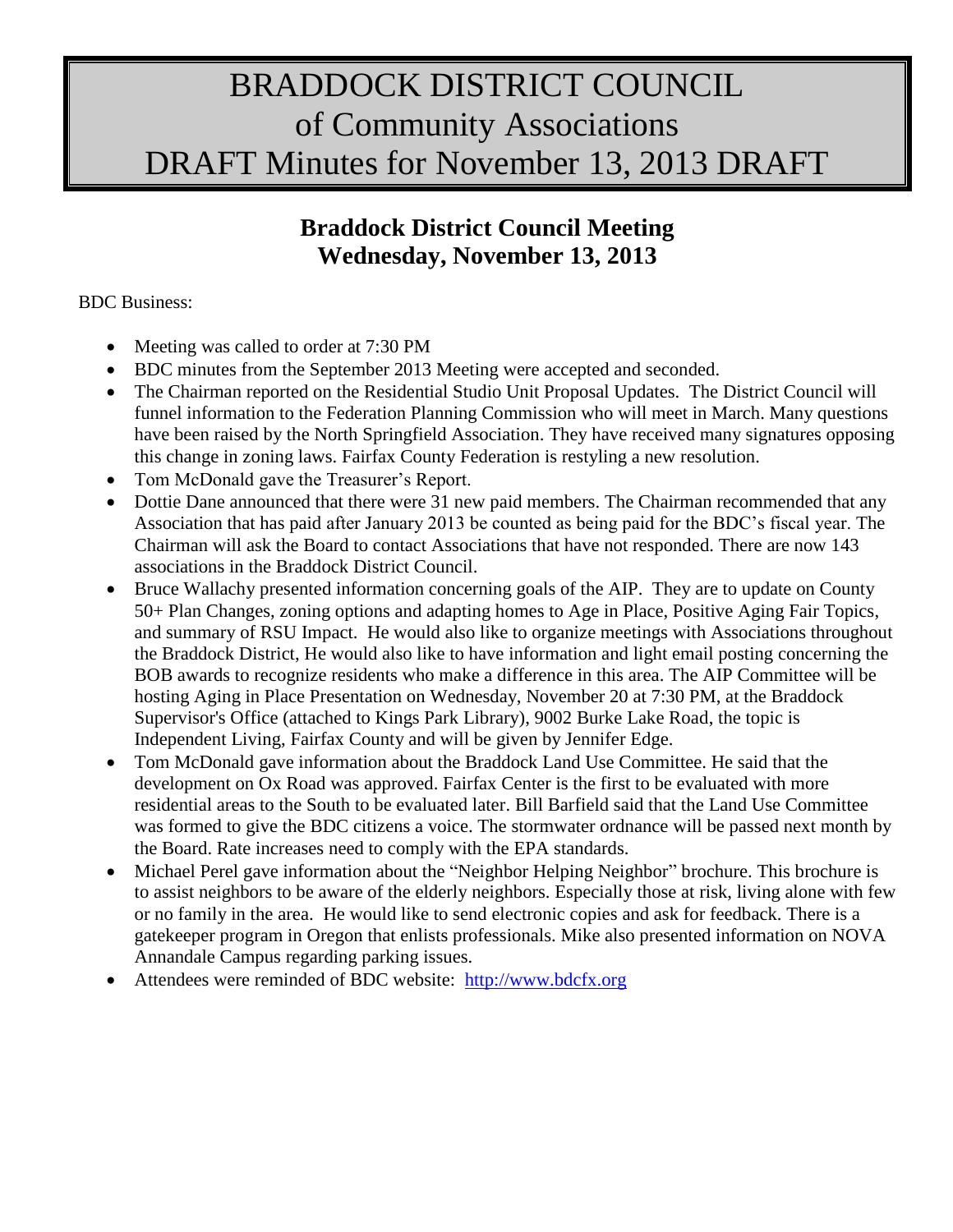# BRADDOCK DISTRICT COUNCIL
# of Community Associations
# DRAFT Minutes for November 13, 2013 DRAFT

## Braddock District Council Meeting
## Wednesday, November 13, 2013

BDC Business:

- Meeting was called to order at 7:30 PM
- BDC minutes from the September 2013 Meeting were accepted and seconded.
- The Chairman reported on the Residential Studio Unit Proposal Updates. The District Council will funnel information to the Federation Planning Commission who will meet in March. Many questions have been raised by the North Springfield Association. They have received many signatures opposing this change in zoning laws. Fairfax County Federation is restyling a new resolution.
- Tom McDonald gave the Treasurer's Report.
- Dottie Dane announced that there were 31 new paid members. The Chairman recommended that any Association that has paid after January 2013 be counted as being paid for the BDC's fiscal year. The Chairman will ask the Board to contact Associations that have not responded. There are now 143 associations in the Braddock District Council.
- Bruce Wallachy presented information concerning goals of the AIP. They are to update on County 50+ Plan Changes, zoning options and adapting homes to Age in Place, Positive Aging Fair Topics, and summary of RSU Impact. He would also like to organize meetings with Associations throughout the Braddock District, He would also like to have information and light email posting concerning the BOB awards to recognize residents who make a difference in this area. The AIP Committee will be hosting Aging in Place Presentation on Wednesday, November 20 at 7:30 PM, at the Braddock Supervisor's Office (attached to Kings Park Library), 9002 Burke Lake Road, the topic is Independent Living, Fairfax County and will be given by Jennifer Edge.
- Tom McDonald gave information about the Braddock Land Use Committee. He said that the development on Ox Road was approved. Fairfax Center is the first to be evaluated with more residential areas to the South to be evaluated later. Bill Barfield said that the Land Use Committee was formed to give the BDC citizens a voice. The stormwater ordnance will be passed next month by the Board. Rate increases need to comply with the EPA standards.
- Michael Perel gave information about the "Neighbor Helping Neighbor" brochure. This brochure is to assist neighbors to be aware of the elderly neighbors. Especially those at risk, living alone with few or no family in the area. He would like to send electronic copies and ask for feedback. There is a gatekeeper program in Oregon that enlists professionals. Mike also presented information on NOVA Annandale Campus regarding parking issues.
- Attendees were reminded of BDC website: [http://www.bdcfx.org](http://www.bdcfx.org)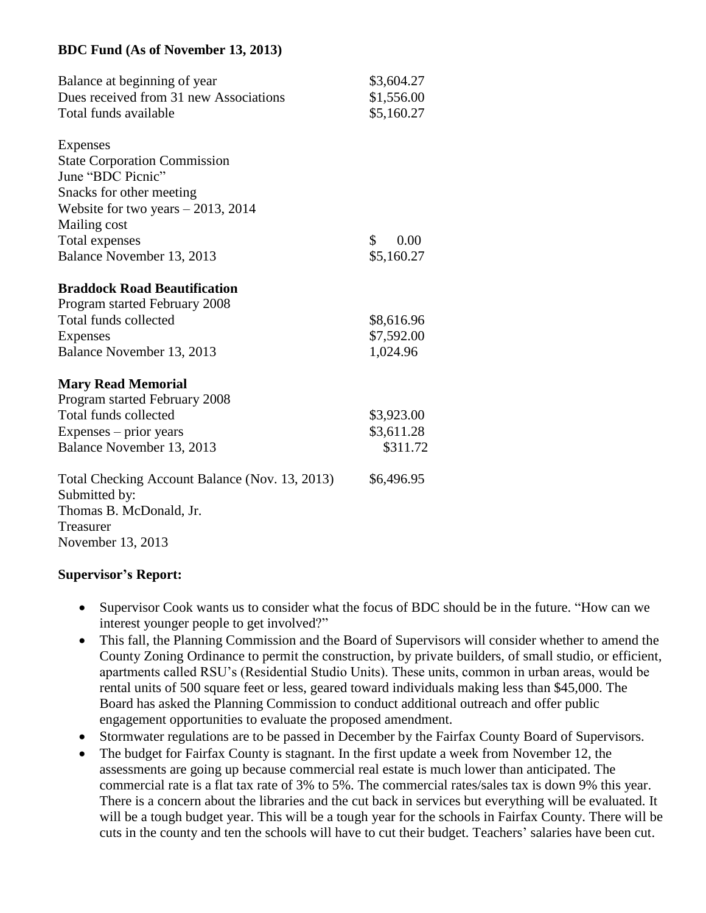**BDC Fund (As of November 13, 2013)**

| | |
|---|---|
| Balance at beginning of year | $3,604.27 |
| Dues received from 31 new Associations | $1,556.00 |
| Total funds available | $5,160.27 |
| | |
| Expenses | |
| State Corporation Commission | |
| June "BDC Picnic" | |
| Snacks for other meeting | |
| Website for two years – 2013, 2014 | |
| Mailing cost | |
| Total expenses | $ 0.00 |
| Balance November 13, 2013 | $5,160.27 |

**Braddock Road Beautification**

| | |
|---|---|
| Program started February 2008 | |
| Total funds collected | $8,616.96 |
| Expenses | $7,592.00 |
| Balance November 13, 2013 | 1,024.96 |

**Mary Read Memorial**

| | |
|---|---|
| Program started February 2008 | |
| Total funds collected | $3,923.00 |
| Expenses – prior years | $3,611.28 |
| Balance November 13, 2013 | $311.72 |

| | |
|---|---|
| Total Checking Account Balance (Nov. 13, 2013) | $6,496.95 |

Submitted by:
Thomas B. McDonald, Jr.
Treasurer
November 13, 2013

**Supervisor's Report:**

- Supervisor Cook wants us to consider what the focus of BDC should be in the future. "How can we interest younger people to get involved?"
- This fall, the Planning Commission and the Board of Supervisors will consider whether to amend the County Zoning Ordinance to permit the construction, by private builders, of small studio, or efficient, apartments called RSU's (Residential Studio Units). These units, common in urban areas, would be rental units of 500 square feet or less, geared toward individuals making less than $45,000. The Board has asked the Planning Commission to conduct additional outreach and offer public engagement opportunities to evaluate the proposed amendment.
- Stormwater regulations are to be passed in December by the Fairfax County Board of Supervisors.
- The budget for Fairfax County is stagnant. In the first update a week from November 12, the assessments are going up because commercial real estate is much lower than anticipated. The commercial rate is a flat tax rate of 3% to 5%. The commercial rates/sales tax is down 9% this year. There is a concern about the libraries and the cut back in services but everything will be evaluated. It will be a tough budget year. This will be a tough year for the schools in Fairfax County. There will be cuts in the county and ten the schools will have to cut their budget. Teachers' salaries have been cut.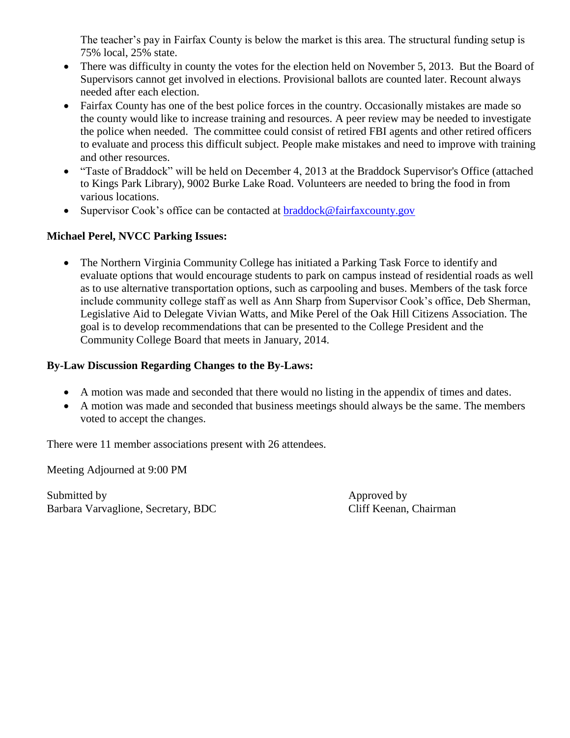The teacher's pay in Fairfax County is below the market is this area. The structural funding setup is 75% local, 25% state.

- There was difficulty in county the votes for the election held on November 5, 2013. But the Board of Supervisors cannot get involved in elections. Provisional ballots are counted later. Recount always needed after each election.
- Fairfax County has one of the best police forces in the country. Occasionally mistakes are made so the county would like to increase training and resources. A peer review may be needed to investigate the police when needed. The committee could consist of retired FBI agents and other retired officers to evaluate and process this difficult subject. People make mistakes and need to improve with training and other resources.
- "Taste of Braddock" will be held on December 4, 2013 at the Braddock Supervisor's Office (attached to Kings Park Library), 9002 Burke Lake Road. Volunteers are needed to bring the food in from various locations.
- Supervisor Cook's office can be contacted at braddock@fairfaxcounty.gov

**Michael Perel, NVCC Parking Issues:**

- The Northern Virginia Community College has initiated a Parking Task Force to identify and evaluate options that would encourage students to park on campus instead of residential roads as well as to use alternative transportation options, such as carpooling and buses. Members of the task force include community college staff as well as Ann Sharp from Supervisor Cook's office, Deb Sherman, Legislative Aid to Delegate Vivian Watts, and Mike Perel of the Oak Hill Citizens Association. The goal is to develop recommendations that can be presented to the College President and the Community College Board that meets in January, 2014.

**By-Law Discussion Regarding Changes to the By-Laws:**

- A motion was made and seconded that there would no listing in the appendix of times and dates.
- A motion was made and seconded that business meetings should always be the same. The members voted to accept the changes.

There were 11 member associations present with 26 attendees.

Meeting Adjourned at 9:00 PM

Submitted by
Barbara Varvaglione, Secretary, BDC

Approved by
Cliff Keenan, Chairman